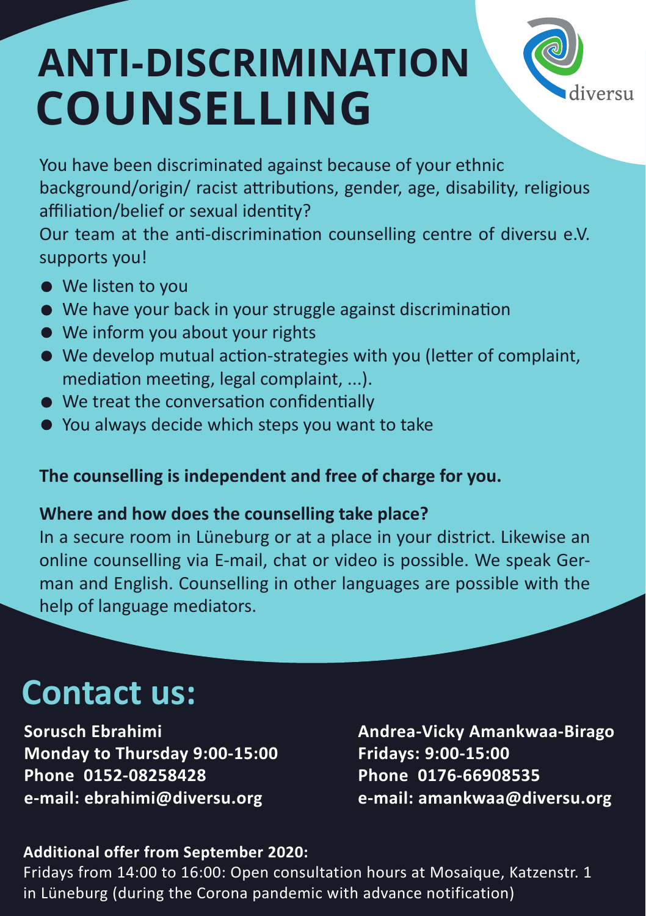# ANTI-DISCRIMINATION COUNSELLING

diversu

You have been discriminated against because of your ethnic background/origin/ racist attributions, gender, age, disability, religious affiliation/belief or sexual identity?
Our team at the anti-discrimination counselling centre of diversu e.V. supports you!

- We listen to you
- We have your back in your struggle against discrimination
- We inform you about your rights
- We develop mutual action-strategies with you (letter of complaint, mediation meeting, legal complaint, ...).
- We treat the conversation confidentially
- You always decide which steps you want to take

**The counselling is independent and free of charge for you.**

**Where and how does the counselling take place?**
In a secure room in Lüneburg or at a place in your district. Likewise an online counselling via E-mail, chat or video is possible. We speak German and English. Counselling in other languages are possible with the help of language mediators.

## Contact us:

**Sorusch Ebrahimi**
**Monday to Thursday 9:00-15:00**
**Phone 0152-08258428**
**e-mail: ebrahimi@diversu.org**

**Andrea-Vicky Amankwaa-Birago**
**Fridays: 9:00-15:00**
**Phone 0176-66908535**
**e-mail: amankwaa@diversu.org**

**Additional offer from September 2020:**
Fridays from 14:00 to 16:00: Open consultation hours at Mosaique, Katzenstr. 1 in Lüneburg (during the Corona pandemic with advance notification)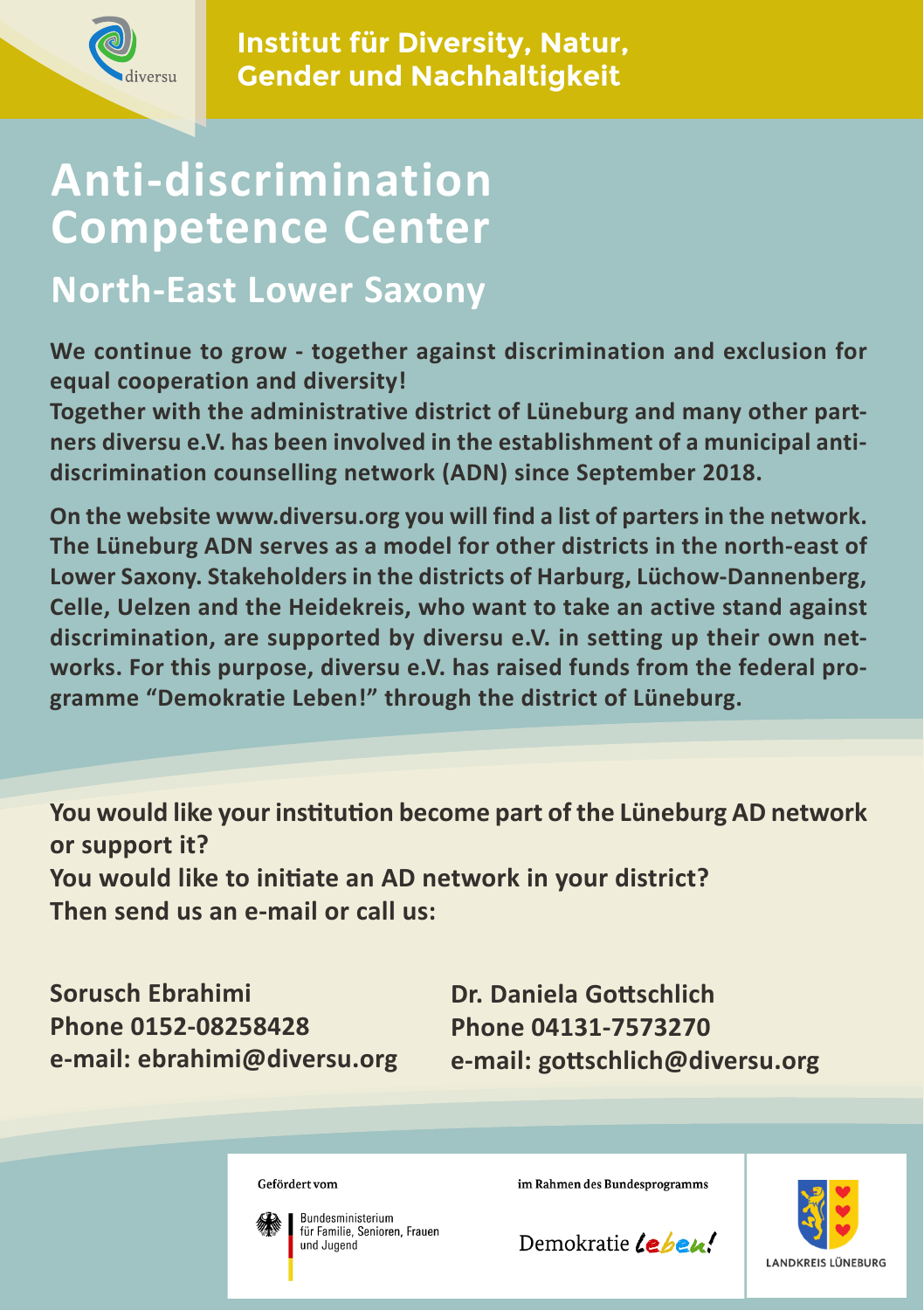diversu

Institut für Diversity, Natur, Gender und Nachhaltigkeit

# Anti-discrimination Competence Center

## North-East Lower Saxony

**We continue to grow - together against discrimination and exclusion for equal cooperation and diversity!**
**Together with the administrative district of Lüneburg and many other partners diversu e.V. has been involved in the establishment of a municipal anti-discrimination counselling network (ADN) since September 2018.**

**On the website www.diversu.org you will find a list of parters in the network. The Lüneburg ADN serves as a model for other districts in the north-east of Lower Saxony. Stakeholders in the districts of Harburg, Lüchow-Dannenberg, Celle, Uelzen and the Heidekreis, who want to take an active stand against discrimination, are supported by diversu e.V. in setting up their own networks. For this purpose, diversu e.V. has raised funds from the federal programme "Demokratie Leben!" through the district of Lüneburg.**

**You would like your institution become part of the Lüneburg AD network or support it?**
**You would like to initiate an AD network in your district?**
**Then send us an e-mail or call us:**

**Sorusch Ebrahimi**
**Phone 0152-08258428**
**e-mail: ebrahimi@diversu.org**

**Dr. Daniela Gottschlich**
**Phone 04131-7573270**
**e-mail: gottschlich@diversu.org**

Gefördert vom

Bundesministerium für Familie, Senioren, Frauen und Jugend

im Rahmen des Bundesprogramms

Demokratie leben!

LANDKREIS LÜNEBURG